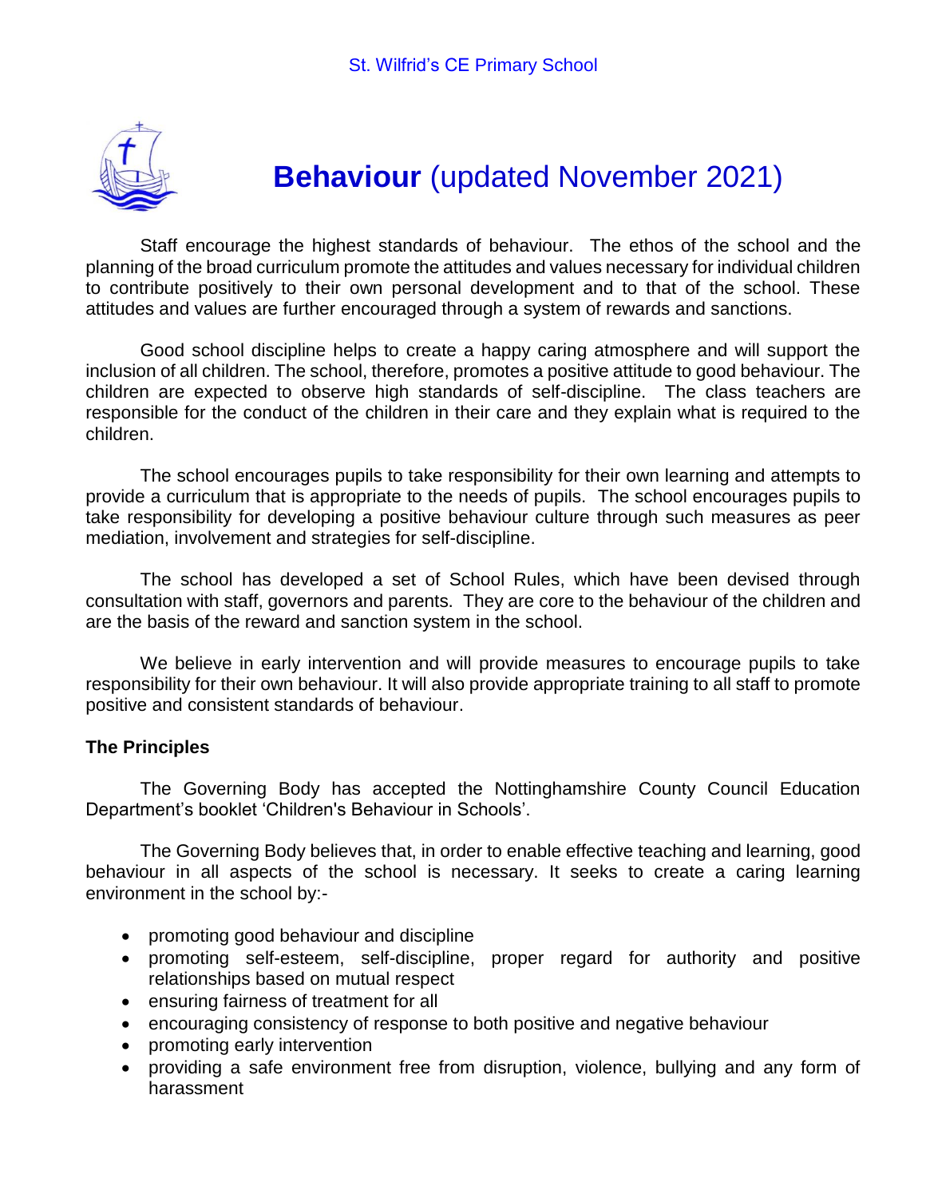St. Wilfrid's CE Primary School

# **Behaviour** (updated November 2021)

Staff encourage the highest standards of behaviour. The ethos of the school and the planning of the broad curriculum promote the attitudes and values necessary for individual children to contribute positively to their own personal development and to that of the school. These attitudes and values are further encouraged through a system of rewards and sanctions.

Good school discipline helps to create a happy caring atmosphere and will support the inclusion of all children. The school, therefore, promotes a positive attitude to good behaviour. The children are expected to observe high standards of self-discipline. The class teachers are responsible for the conduct of the children in their care and they explain what is required to the children.

The school encourages pupils to take responsibility for their own learning and attempts to provide a curriculum that is appropriate to the needs of pupils. The school encourages pupils to take responsibility for developing a positive behaviour culture through such measures as peer mediation, involvement and strategies for self-discipline.

The school has developed a set of School Rules, which have been devised through consultation with staff, governors and parents. They are core to the behaviour of the children and are the basis of the reward and sanction system in the school.

We believe in early intervention and will provide measures to encourage pupils to take responsibility for their own behaviour. It will also provide appropriate training to all staff to promote positive and consistent standards of behaviour.

**The Principles**

The Governing Body has accepted the Nottinghamshire County Council Education Department's booklet 'Children's Behaviour in Schools'.

The Governing Body believes that, in order to enable effective teaching and learning, good behaviour in all aspects of the school is necessary. It seeks to create a caring learning environment in the school by:-

- promoting good behaviour and discipline
- promoting self-esteem, self-discipline, proper regard for authority and positive relationships based on mutual respect
- ensuring fairness of treatment for all
- encouraging consistency of response to both positive and negative behaviour
- promoting early intervention
- providing a safe environment free from disruption, violence, bullying and any form of harassment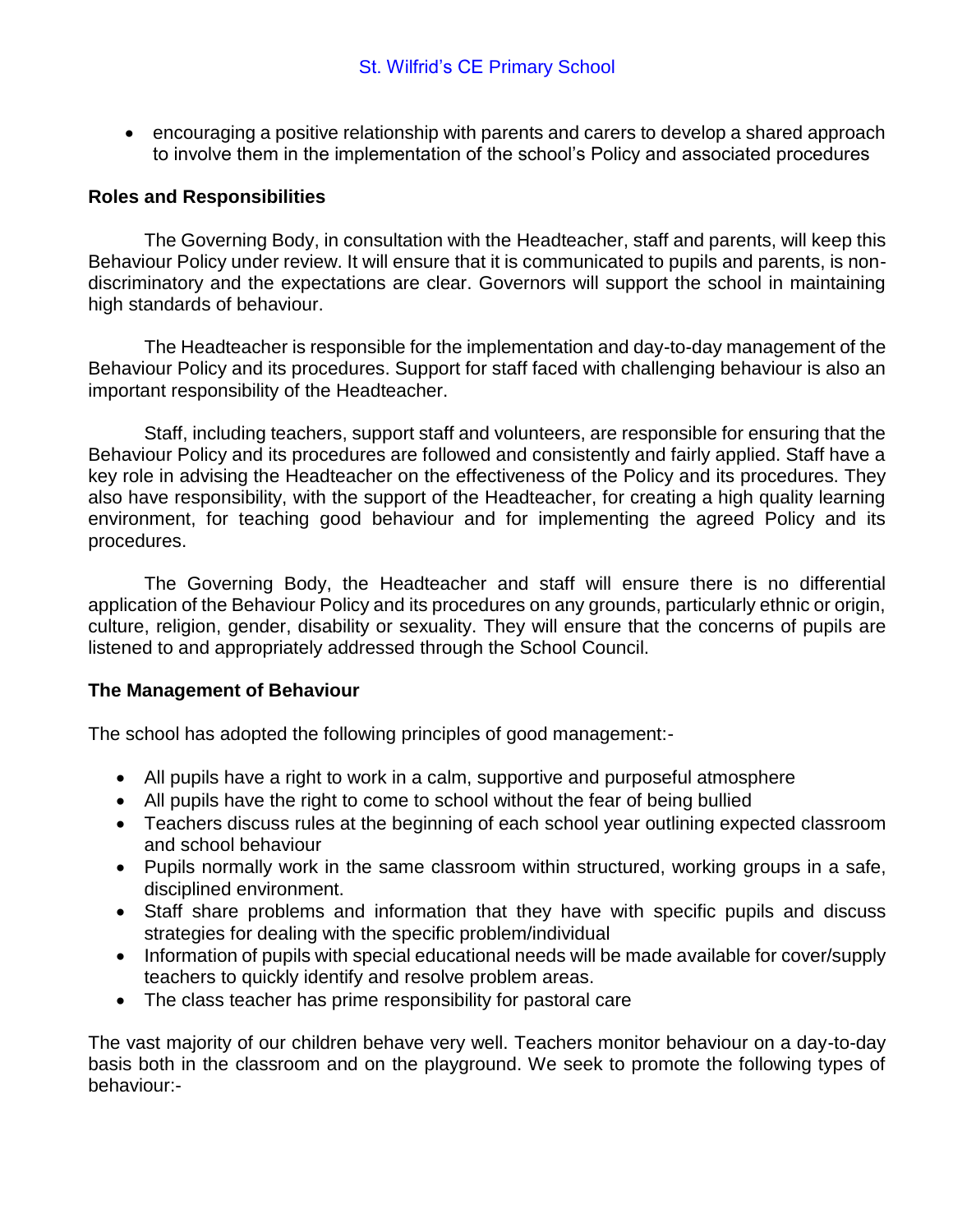- encouraging a positive relationship with parents and carers to develop a shared approach to involve them in the implementation of the school's Policy and associated procedures

**Roles and Responsibilities**

The Governing Body, in consultation with the Headteacher, staff and parents, will keep this Behaviour Policy under review. It will ensure that it is communicated to pupils and parents, is non-discriminatory and the expectations are clear. Governors will support the school in maintaining high standards of behaviour.

The Headteacher is responsible for the implementation and day-to-day management of the Behaviour Policy and its procedures. Support for staff faced with challenging behaviour is also an important responsibility of the Headteacher.

Staff, including teachers, support staff and volunteers, are responsible for ensuring that the Behaviour Policy and its procedures are followed and consistently and fairly applied. Staff have a key role in advising the Headteacher on the effectiveness of the Policy and its procedures. They also have responsibility, with the support of the Headteacher, for creating a high quality learning environment, for teaching good behaviour and for implementing the agreed Policy and its procedures.

The Governing Body, the Headteacher and staff will ensure there is no differential application of the Behaviour Policy and its procedures on any grounds, particularly ethnic or origin, culture, religion, gender, disability or sexuality. They will ensure that the concerns of pupils are listened to and appropriately addressed through the School Council.

**The Management of Behaviour**

The school has adopted the following principles of good management:-

- All pupils have a right to work in a calm, supportive and purposeful atmosphere
- All pupils have the right to come to school without the fear of being bullied
- Teachers discuss rules at the beginning of each school year outlining expected classroom and school behaviour
- Pupils normally work in the same classroom within structured, working groups in a safe, disciplined environment.
- Staff share problems and information that they have with specific pupils and discuss strategies for dealing with the specific problem/individual
- Information of pupils with special educational needs will be made available for cover/supply teachers to quickly identify and resolve problem areas.
- The class teacher has prime responsibility for pastoral care

The vast majority of our children behave very well. Teachers monitor behaviour on a day-to-day basis both in the classroom and on the playground. We seek to promote the following types of behaviour:-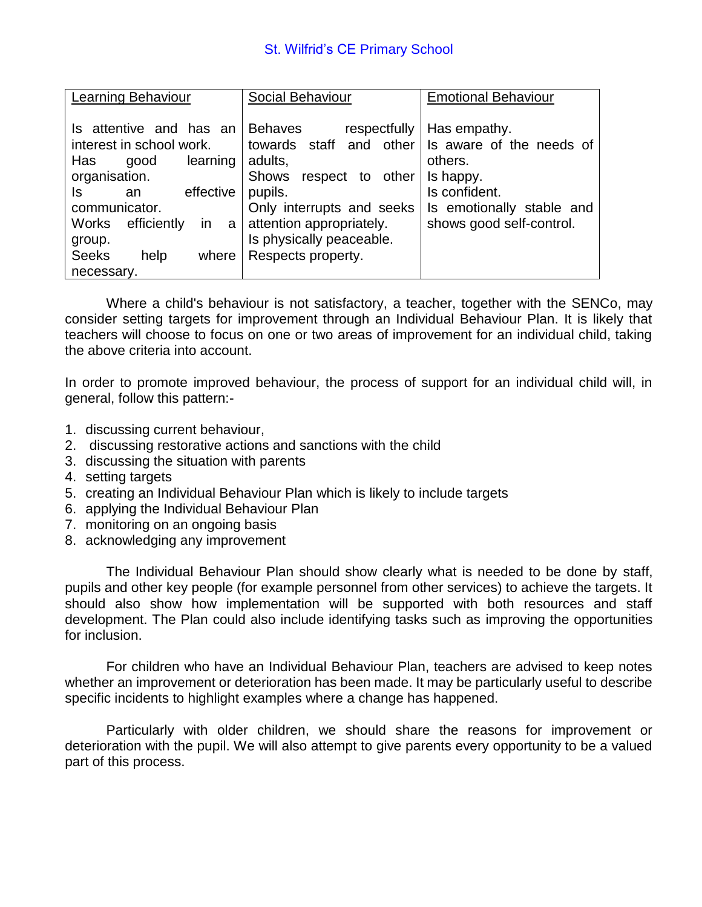| Learning Behaviour | Social Behaviour | Emotional Behaviour |
|---|---|---|
| Is attentive and has an interest in school work.<br>Has good learning organisation.<br>Is an effective communicator.<br>Works efficiently in a group.<br>Seeks help where necessary. | Behaves respectfully towards staff and other adults,<br>Shows respect to other pupils.<br>Only interrupts and seeks attention appropriately.<br>Is physically peaceable.<br>Respects property. | Has empathy.<br>Is aware of the needs of others.<br>Is happy.<br>Is confident.<br>Is emotionally stable and shows good self-control. |

Where a child's behaviour is not satisfactory, a teacher, together with the SENCo, may consider setting targets for improvement through an Individual Behaviour Plan. It is likely that teachers will choose to focus on one or two areas of improvement for an individual child, taking the above criteria into account.

In order to promote improved behaviour, the process of support for an individual child will, in general, follow this pattern:-

1. discussing current behaviour,
2. discussing restorative actions and sanctions with the child
3. discussing the situation with parents
4. setting targets
5. creating an Individual Behaviour Plan which is likely to include targets
6. applying the Individual Behaviour Plan
7. monitoring on an ongoing basis
8. acknowledging any improvement

The Individual Behaviour Plan should show clearly what is needed to be done by staff, pupils and other key people (for example personnel from other services) to achieve the targets. It should also show how implementation will be supported with both resources and staff development. The Plan could also include identifying tasks such as improving the opportunities for inclusion.

For children who have an Individual Behaviour Plan, teachers are advised to keep notes whether an improvement or deterioration has been made. It may be particularly useful to describe specific incidents to highlight examples where a change has happened.

Particularly with older children, we should share the reasons for improvement or deterioration with the pupil. We will also attempt to give parents every opportunity to be a valued part of this process.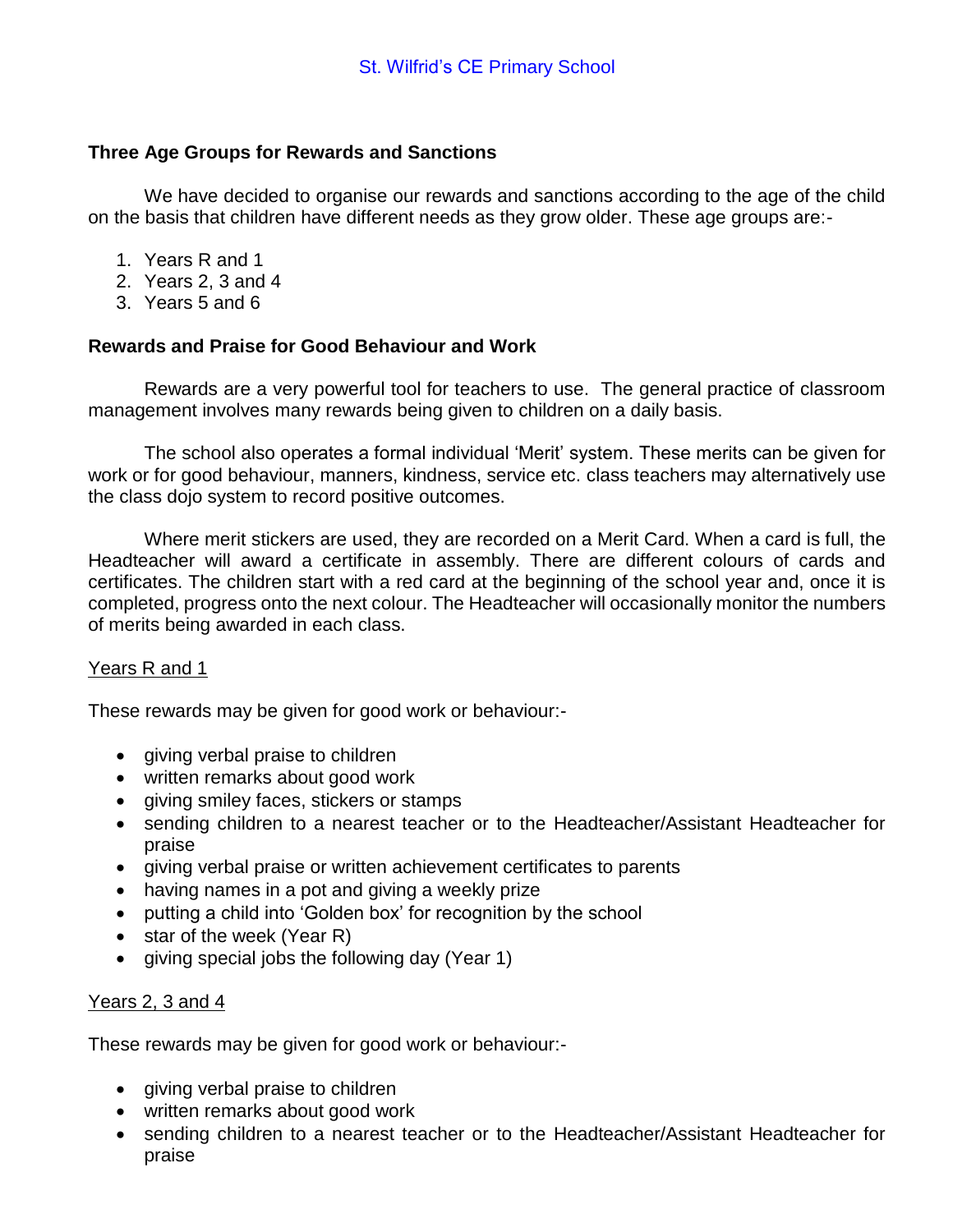## Three Age Groups for Rewards and Sanctions

We have decided to organise our rewards and sanctions according to the age of the child on the basis that children have different needs as they grow older. These age groups are:-

1. Years R and 1
2. Years 2, 3 and 4
3. Years 5 and 6

## Rewards and Praise for Good Behaviour and Work

Rewards are a very powerful tool for teachers to use. The general practice of classroom management involves many rewards being given to children on a daily basis.

The school also operates a formal individual 'Merit' system. These merits can be given for work or for good behaviour, manners, kindness, service etc. class teachers may alternatively use the class dojo system to record positive outcomes.

Where merit stickers are used, they are recorded on a Merit Card. When a card is full, the Headteacher will award a certificate in assembly. There are different colours of cards and certificates. The children start with a red card at the beginning of the school year and, once it is completed, progress onto the next colour. The Headteacher will occasionally monitor the numbers of merits being awarded in each class.

<u>Years R and 1</u>

These rewards may be given for good work or behaviour:-

- giving verbal praise to children
- written remarks about good work
- giving smiley faces, stickers or stamps
- sending children to a nearest teacher or to the Headteacher/Assistant Headteacher for praise
- giving verbal praise or written achievement certificates to parents
- having names in a pot and giving a weekly prize
- putting a child into 'Golden box' for recognition by the school
- star of the week (Year R)
- giving special jobs the following day (Year 1)

<u>Years 2, 3 and 4</u>

These rewards may be given for good work or behaviour:-

- giving verbal praise to children
- written remarks about good work
- sending children to a nearest teacher or to the Headteacher/Assistant Headteacher for praise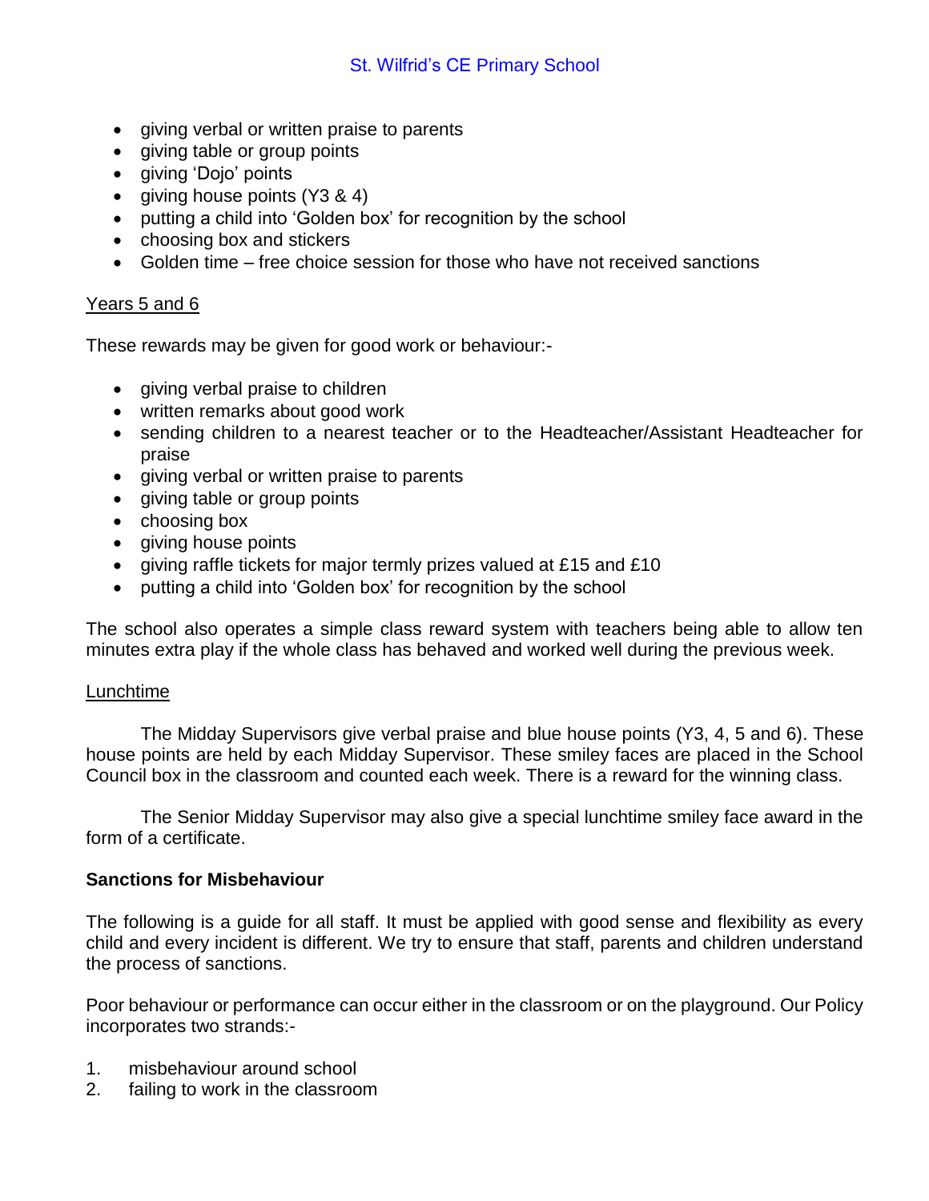- giving verbal or written praise to parents
- giving table or group points
- giving 'Dojo' points
- giving house points (Y3 & 4)
- putting a child into 'Golden box' for recognition by the school
- choosing box and stickers
- Golden time – free choice session for those who have not received sanctions

Years 5 and 6

These rewards may be given for good work or behaviour:-

- giving verbal praise to children
- written remarks about good work
- sending children to a nearest teacher or to the Headteacher/Assistant Headteacher for praise
- giving verbal or written praise to parents
- giving table or group points
- choosing box
- giving house points
- giving raffle tickets for major termly prizes valued at £15 and £10
- putting a child into 'Golden box' for recognition by the school

The school also operates a simple class reward system with teachers being able to allow ten minutes extra play if the whole class has behaved and worked well during the previous week.

Lunchtime

The Midday Supervisors give verbal praise and blue house points (Y3, 4, 5 and 6). These house points are held by each Midday Supervisor. These smiley faces are placed in the School Council box in the classroom and counted each week. There is a reward for the winning class.

The Senior Midday Supervisor may also give a special lunchtime smiley face award in the form of a certificate.

**Sanctions for Misbehaviour**

The following is a guide for all staff. It must be applied with good sense and flexibility as every child and every incident is different. We try to ensure that staff, parents and children understand the process of sanctions.

Poor behaviour or performance can occur either in the classroom or on the playground. Our Policy incorporates two strands:-

1. misbehaviour around school
2. failing to work in the classroom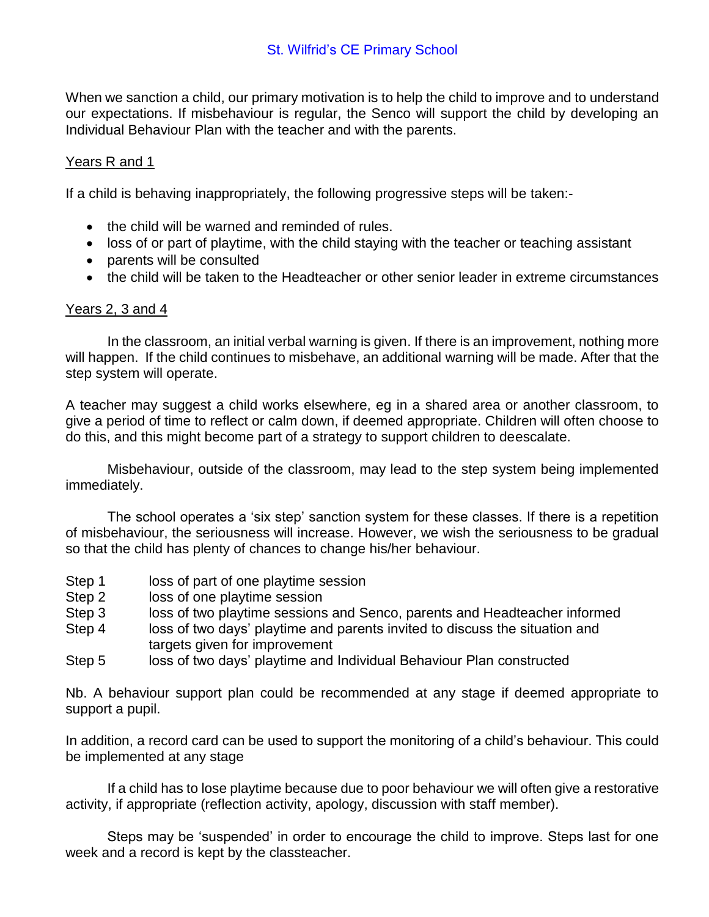When we sanction a child, our primary motivation is to help the child to improve and to understand our expectations. If misbehaviour is regular, the Senco will support the child by developing an Individual Behaviour Plan with the teacher and with the parents.

Years R and 1

If a child is behaving inappropriately, the following progressive steps will be taken:-

- the child will be warned and reminded of rules.
- loss of or part of playtime, with the child staying with the teacher or teaching assistant
- parents will be consulted
- the child will be taken to the Headteacher or other senior leader in extreme circumstances

Years 2, 3 and 4

In the classroom, an initial verbal warning is given. If there is an improvement, nothing more will happen. If the child continues to misbehave, an additional warning will be made. After that the step system will operate.

A teacher may suggest a child works elsewhere, eg in a shared area or another classroom, to give a period of time to reflect or calm down, if deemed appropriate. Children will often choose to do this, and this might become part of a strategy to support children to deescalate.

Misbehaviour, outside of the classroom, may lead to the step system being implemented immediately.

The school operates a 'six step' sanction system for these classes. If there is a repetition of misbehaviour, the seriousness will increase. However, we wish the seriousness to be gradual so that the child has plenty of chances to change his/her behaviour.

Step 1 loss of part of one playtime session
Step 2 loss of one playtime session
Step 3 loss of two playtime sessions and Senco, parents and Headteacher informed
Step 4 loss of two days' playtime and parents invited to discuss the situation and targets given for improvement
Step 5 loss of two days' playtime and Individual Behaviour Plan constructed

Nb. A behaviour support plan could be recommended at any stage if deemed appropriate to support a pupil.

In addition, a record card can be used to support the monitoring of a child's behaviour. This could be implemented at any stage

If a child has to lose playtime because due to poor behaviour we will often give a restorative activity, if appropriate (reflection activity, apology, discussion with staff member).

Steps may be 'suspended' in order to encourage the child to improve. Steps last for one week and a record is kept by the classteacher.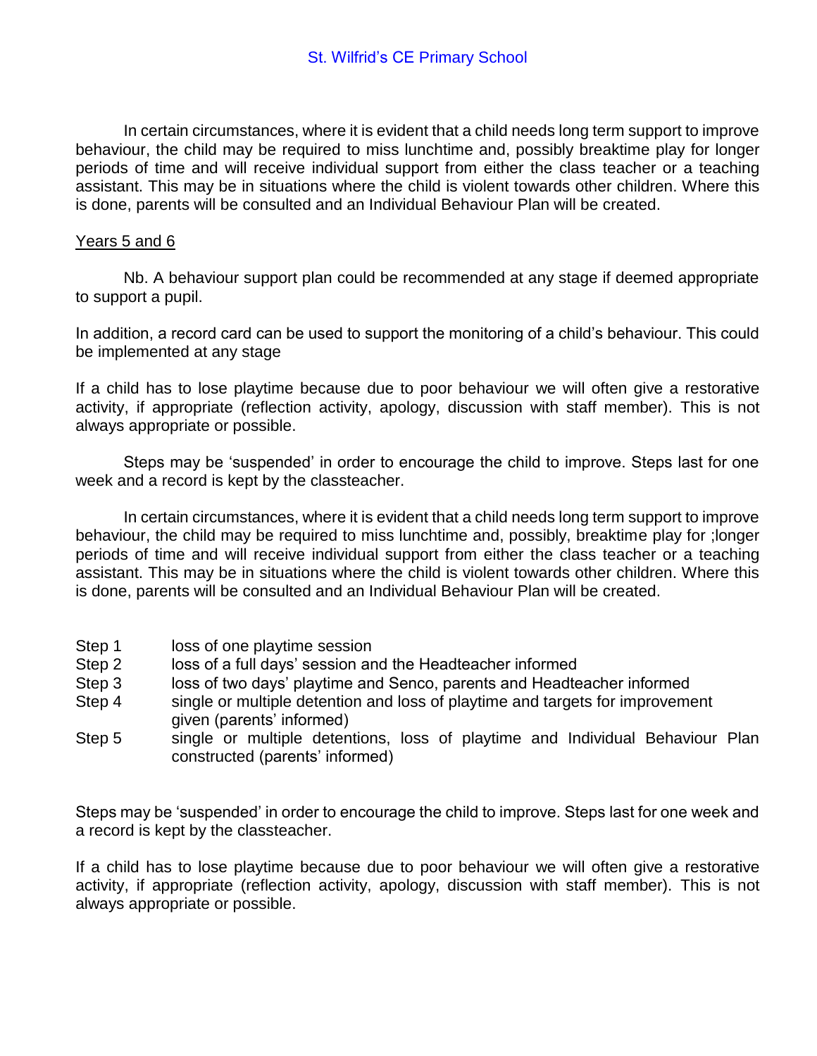In certain circumstances, where it is evident that a child needs long term support to improve behaviour, the child may be required to miss lunchtime and, possibly breaktime play for longer periods of time and will receive individual support from either the class teacher or a teaching assistant. This may be in situations where the child is violent towards other children. Where this is done, parents will be consulted and an Individual Behaviour Plan will be created.

Years 5 and 6

Nb. A behaviour support plan could be recommended at any stage if deemed appropriate to support a pupil.

In addition, a record card can be used to support the monitoring of a child's behaviour. This could be implemented at any stage

If a child has to lose playtime because due to poor behaviour we will often give a restorative activity, if appropriate (reflection activity, apology, discussion with staff member). This is not always appropriate or possible.

Steps may be 'suspended' in order to encourage the child to improve. Steps last for one week and a record is kept by the classteacher.

In certain circumstances, where it is evident that a child needs long term support to improve behaviour, the child may be required to miss lunchtime and, possibly, breaktime play for ;longer periods of time and will receive individual support from either the class teacher or a teaching assistant. This may be in situations where the child is violent towards other children. Where this is done, parents will be consulted and an Individual Behaviour Plan will be created.

- Step 1 loss of one playtime session
- Step 2 loss of a full days' session and the Headteacher informed
- Step 3 loss of two days' playtime and Senco, parents and Headteacher informed
- Step 4 single or multiple detention and loss of playtime and targets for improvement given (parents' informed)
- Step 5 single or multiple detentions, loss of playtime and Individual Behaviour Plan constructed (parents' informed)

Steps may be 'suspended' in order to encourage the child to improve. Steps last for one week and a record is kept by the classteacher.

If a child has to lose playtime because due to poor behaviour we will often give a restorative activity, if appropriate (reflection activity, apology, discussion with staff member). This is not always appropriate or possible.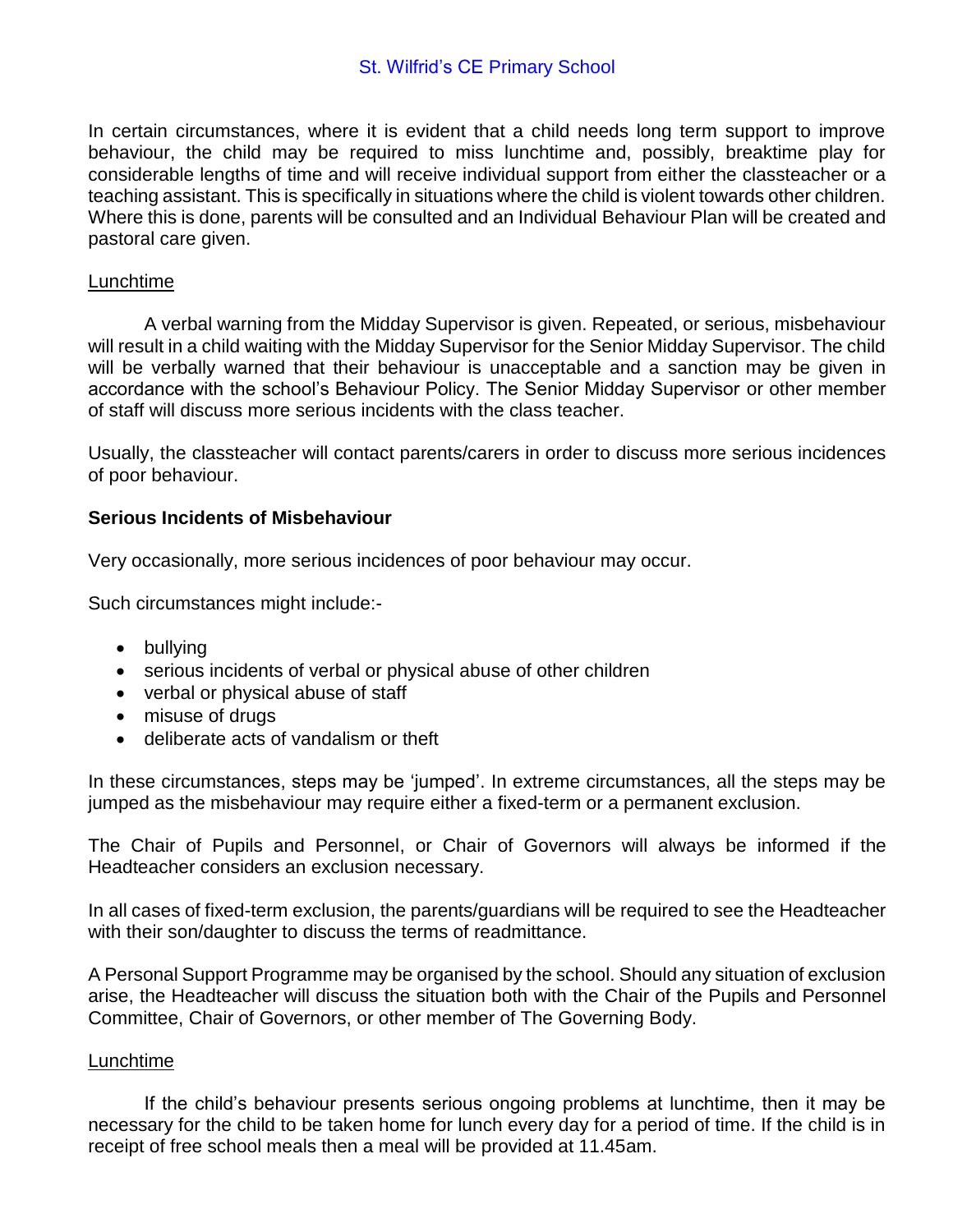In certain circumstances, where it is evident that a child needs long term support to improve behaviour, the child may be required to miss lunchtime and, possibly, breaktime play for considerable lengths of time and will receive individual support from either the classteacher or a teaching assistant. This is specifically in situations where the child is violent towards other children. Where this is done, parents will be consulted and an Individual Behaviour Plan will be created and pastoral care given.

Lunchtime

A verbal warning from the Midday Supervisor is given. Repeated, or serious, misbehaviour will result in a child waiting with the Midday Supervisor for the Senior Midday Supervisor. The child will be verbally warned that their behaviour is unacceptable and a sanction may be given in accordance with the school's Behaviour Policy. The Senior Midday Supervisor or other member of staff will discuss more serious incidents with the class teacher.

Usually, the classteacher will contact parents/carers in order to discuss more serious incidences of poor behaviour.

**Serious Incidents of Misbehaviour**

Very occasionally, more serious incidences of poor behaviour may occur.

Such circumstances might include:-

- bullying
- serious incidents of verbal or physical abuse of other children
- verbal or physical abuse of staff
- misuse of drugs
- deliberate acts of vandalism or theft

In these circumstances, steps may be 'jumped'. In extreme circumstances, all the steps may be jumped as the misbehaviour may require either a fixed-term or a permanent exclusion.

The Chair of Pupils and Personnel, or Chair of Governors will always be informed if the Headteacher considers an exclusion necessary.

In all cases of fixed-term exclusion, the parents/guardians will be required to see the Headteacher with their son/daughter to discuss the terms of readmittance.

A Personal Support Programme may be organised by the school. Should any situation of exclusion arise, the Headteacher will discuss the situation both with the Chair of the Pupils and Personnel Committee, Chair of Governors, or other member of The Governing Body.

Lunchtime

If the child's behaviour presents serious ongoing problems at lunchtime, then it may be necessary for the child to be taken home for lunch every day for a period of time. If the child is in receipt of free school meals then a meal will be provided at 11.45am.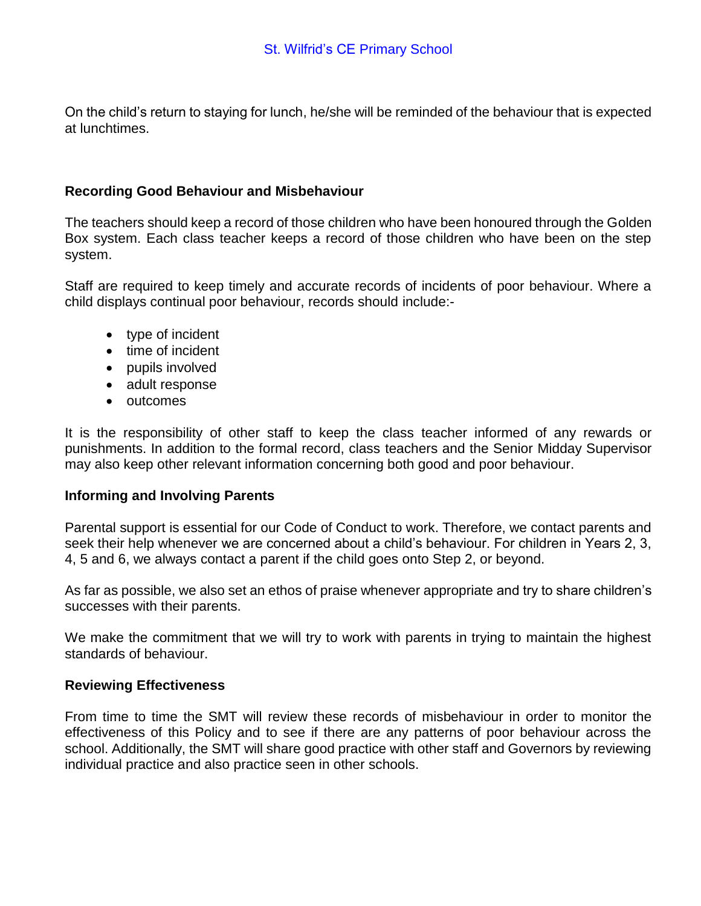On the child's return to staying for lunch, he/she will be reminded of the behaviour that is expected at lunchtimes.

**Recording Good Behaviour and Misbehaviour**

The teachers should keep a record of those children who have been honoured through the Golden Box system. Each class teacher keeps a record of those children who have been on the step system.

Staff are required to keep timely and accurate records of incidents of poor behaviour. Where a child displays continual poor behaviour, records should include:-

- type of incident
- time of incident
- pupils involved
- adult response
- outcomes

It is the responsibility of other staff to keep the class teacher informed of any rewards or punishments. In addition to the formal record, class teachers and the Senior Midday Supervisor may also keep other relevant information concerning both good and poor behaviour.

**Informing and Involving Parents**

Parental support is essential for our Code of Conduct to work. Therefore, we contact parents and seek their help whenever we are concerned about a child's behaviour. For children in Years 2, 3, 4, 5 and 6, we always contact a parent if the child goes onto Step 2, or beyond.

As far as possible, we also set an ethos of praise whenever appropriate and try to share children's successes with their parents.

We make the commitment that we will try to work with parents in trying to maintain the highest standards of behaviour.

**Reviewing Effectiveness**

From time to time the SMT will review these records of misbehaviour in order to monitor the effectiveness of this Policy and to see if there are any patterns of poor behaviour across the school. Additionally, the SMT will share good practice with other staff and Governors by reviewing individual practice and also practice seen in other schools.